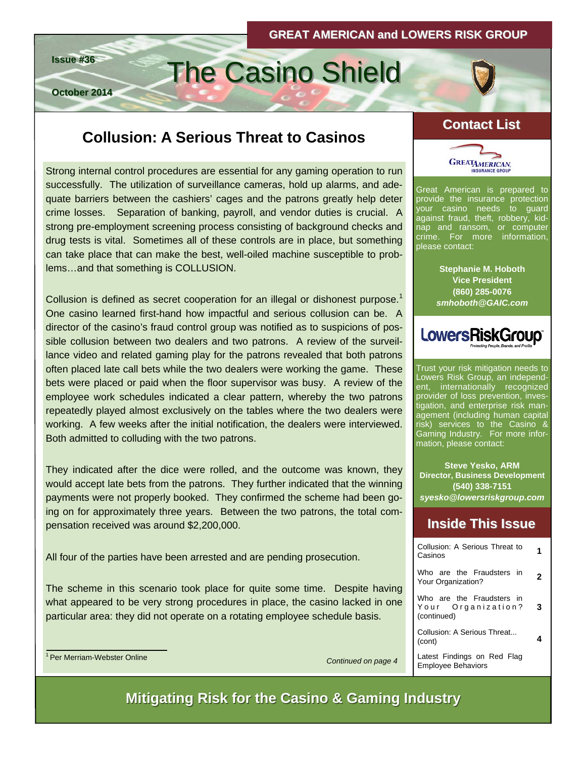GREAT AMERICAN and LOWERS RISK GROUP

Issue #36

October 2014

# The Casino Shield

## Collusion: A Serious Threat to Casinos

Strong internal control procedures are essential for any gaming operation to run successfully. The utilization of surveillance cameras, hold up alarms, and adequate barriers between the cashiers' cages and the patrons greatly help deter crime losses. Separation of banking, payroll, and vendor duties is crucial. A strong pre-employment screening process consisting of background checks and drug tests is vital. Sometimes all of these controls are in place, but something can take place that can make the best, well-oiled machine susceptible to problems…and that something is COLLUSION.

Collusion is defined as secret cooperation for an illegal or dishonest purpose.[1] One casino learned first-hand how impactful and serious collusion can be. A director of the casino's fraud control group was notified as to suspicions of possible collusion between two dealers and two patrons. A review of the surveillance video and related gaming play for the patrons revealed that both patrons often placed late call bets while the two dealers were working the game. These bets were placed or paid when the floor supervisor was busy. A review of the employee work schedules indicated a clear pattern, whereby the two patrons repeatedly played almost exclusively on the tables where the two dealers were working. A few weeks after the initial notification, the dealers were interviewed. Both admitted to colluding with the two patrons.

They indicated after the dice were rolled, and the outcome was known, they would accept late bets from the patrons. They further indicated that the winning payments were not properly booked. They confirmed the scheme had been going on for approximately three years. Between the two patrons, the total compensation received was around $2,200,000.

All four of the parties have been arrested and are pending prosecution.

The scheme in this scenario took place for quite some time. Despite having what appeared to be very strong procedures in place, the casino lacked in one particular area: they did not operate on a rotating employee schedule basis.

[1] Per Merriam-Webster Online

*Continued on page 4*

## Contact List

GREAT AMERICAN INSURANCE GROUP

Great American is prepared to provide the insurance protection your casino needs to guard against fraud, theft, robbery, kidnap and ransom, or computer crime. For more information, please contact:

**Stephanie M. Hoboth**
**Vice President**
**(860) 285-0076**
***smhoboth@GAIC.com***

LowersRiskGroup — Protecting People, Brands, and Profits

Trust your risk mitigation needs to Lowers Risk Group, an independent, internationally recognized provider of loss prevention, investigation, and enterprise risk management (including human capital risk) services to the Casino & Gaming Industry. For more information, please contact:

**Steve Yesko, ARM**
**Director, Business Development**
**(540) 338-7151**
***syesko@lowersriskgroup.com***

## Inside This Issue

| Article | Page |
|---|---|
| Collusion: A Serious Threat to Casinos | 1 |
| Who are the Fraudsters in Your Organization? | 2 |
| Who are the Fraudsters in Your Organization? (continued) | 3 |
| Collusion: A Serious Threat... (cont) | 4 |
| Latest Findings on Red Flag Employee Behaviors | |

**Mitigating Risk for the Casino & Gaming Industry**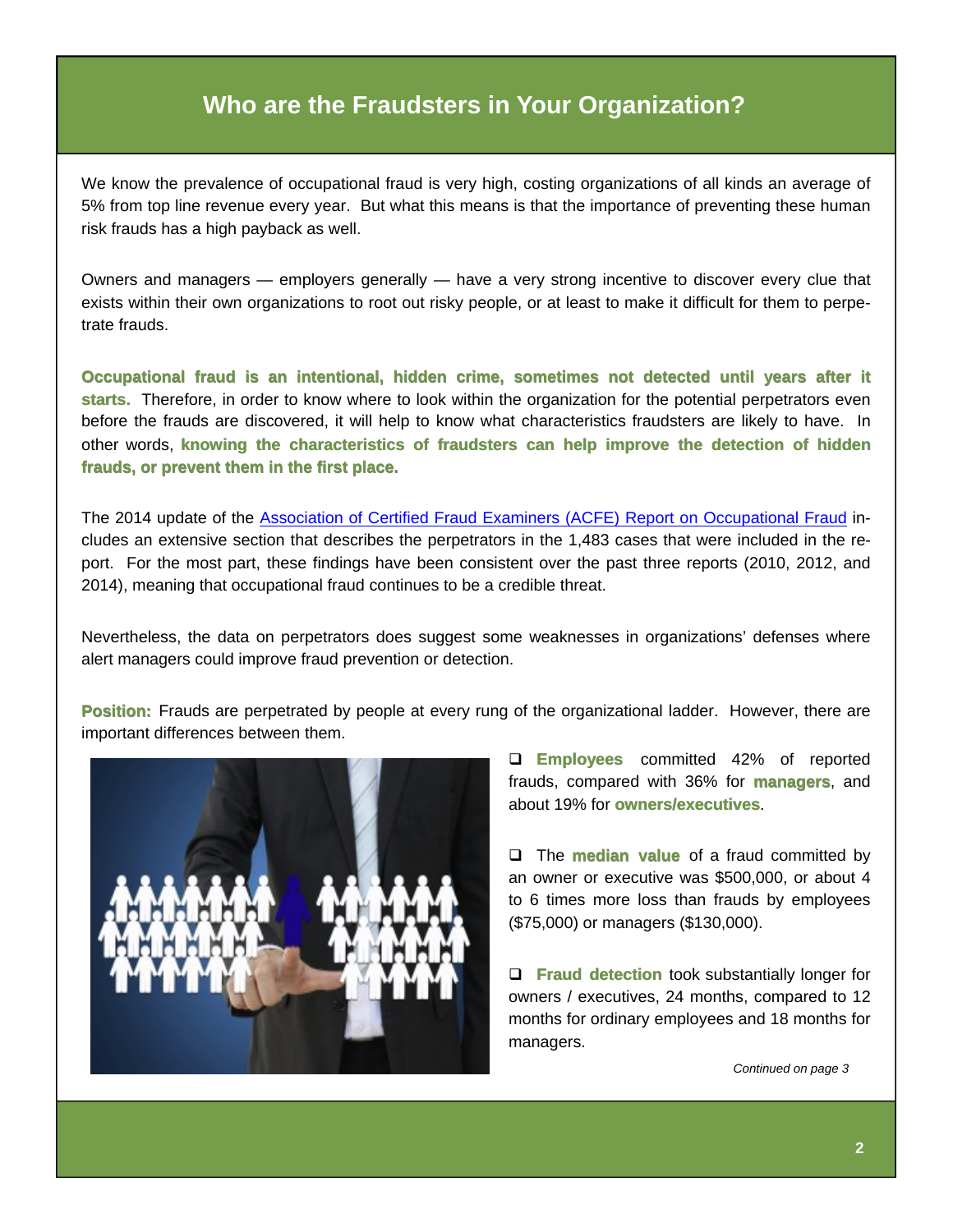# Who are the Fraudsters in Your Organization?

We know the prevalence of occupational fraud is very high, costing organizations of all kinds an average of 5% from top line revenue every year. But what this means is that the importance of preventing these human risk frauds has a high payback as well.

Owners and managers — employers generally — have a very strong incentive to discover every clue that exists within their own organizations to root out risky people, or at least to make it difficult for them to perpetrate frauds.

**Occupational fraud is an intentional, hidden crime, sometimes not detected until years after it starts.** Therefore, in order to know where to look within the organization for the potential perpetrators even before the frauds are discovered, it will help to know what characteristics fraudsters are likely to have. In other words, **knowing the characteristics of fraudsters can help improve the detection of hidden frauds, or prevent them in the first place.**

The 2014 update of the Association of Certified Fraud Examiners (ACFE) Report on Occupational Fraud includes an extensive section that describes the perpetrators in the 1,483 cases that were included in the report. For the most part, these findings have been consistent over the past three reports (2010, 2012, and 2014), meaning that occupational fraud continues to be a credible threat.

Nevertheless, the data on perpetrators does suggest some weaknesses in organizations' defenses where alert managers could improve fraud prevention or detection.

**Position:** Frauds are perpetrated by people at every rung of the organizational ladder. However, there are important differences between them.

- **Employees** committed 42% of reported frauds, compared with 36% for **managers**, and about 19% for **owners/executives**.

- The **median value** of a fraud committed by an owner or executive was $500,000, or about 4 to 6 times more loss than frauds by employees ($75,000) or managers ($130,000).

- **Fraud detection** took substantially longer for owners / executives, 24 months, compared to 12 months for ordinary employees and 18 months for managers.

*Continued on page 3*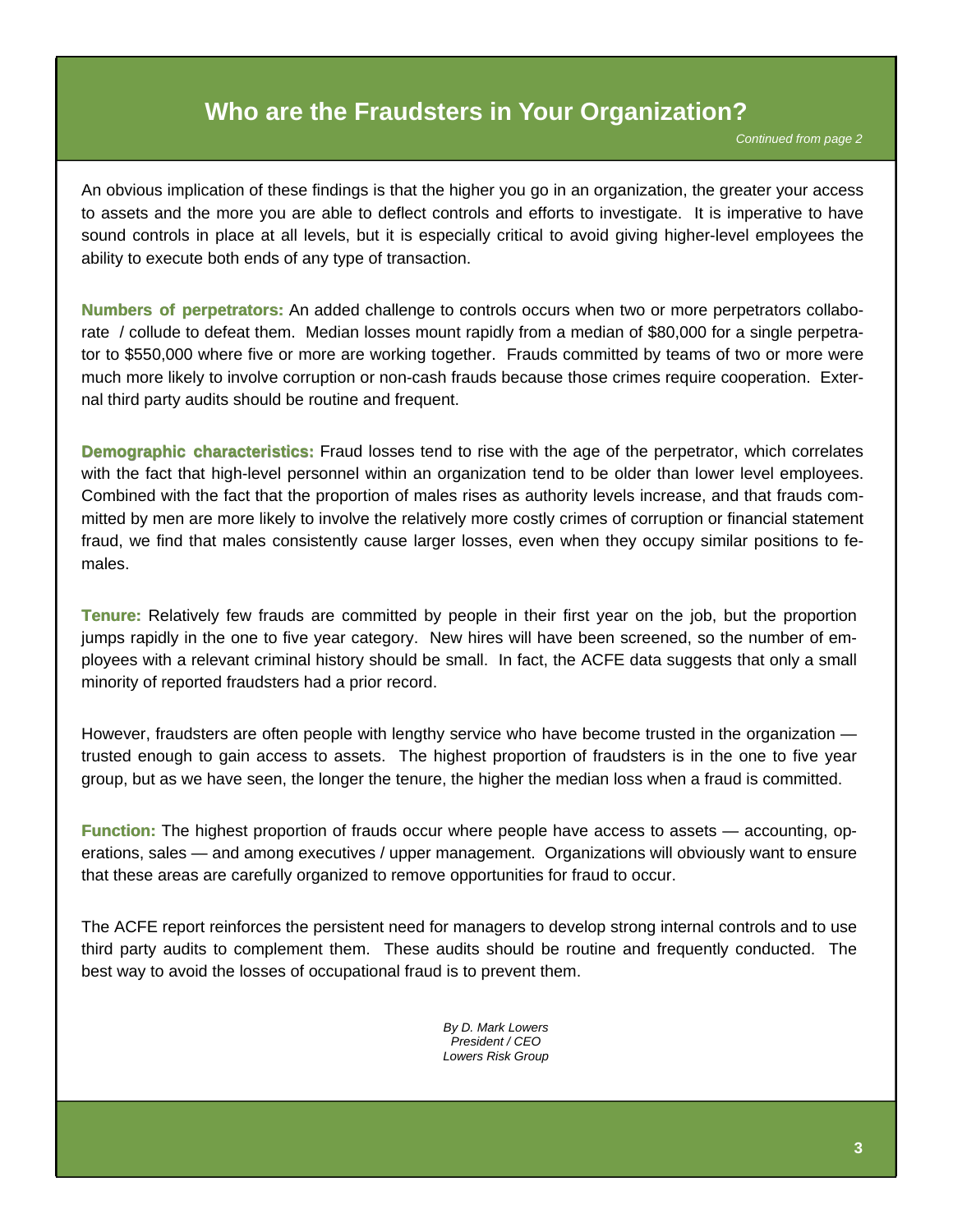# Who are the Fraudsters in Your Organization?

*Continued from page 2*

An obvious implication of these findings is that the higher you go in an organization, the greater your access to assets and the more you are able to deflect controls and efforts to investigate. It is imperative to have sound controls in place at all levels, but it is especially critical to avoid giving higher-level employees the ability to execute both ends of any type of transaction.

**Numbers of perpetrators:** An added challenge to controls occurs when two or more perpetrators collaborate / collude to defeat them. Median losses mount rapidly from a median of $80,000 for a single perpetrator to $550,000 where five or more are working together. Frauds committed by teams of two or more were much more likely to involve corruption or non-cash frauds because those crimes require cooperation. External third party audits should be routine and frequent.

**Demographic characteristics:** Fraud losses tend to rise with the age of the perpetrator, which correlates with the fact that high-level personnel within an organization tend to be older than lower level employees. Combined with the fact that the proportion of males rises as authority levels increase, and that frauds committed by men are more likely to involve the relatively more costly crimes of corruption or financial statement fraud, we find that males consistently cause larger losses, even when they occupy similar positions to females.

**Tenure:** Relatively few frauds are committed by people in their first year on the job, but the proportion jumps rapidly in the one to five year category. New hires will have been screened, so the number of employees with a relevant criminal history should be small. In fact, the ACFE data suggests that only a small minority of reported fraudsters had a prior record.

However, fraudsters are often people with lengthy service who have become trusted in the organization — trusted enough to gain access to assets. The highest proportion of fraudsters is in the one to five year group, but as we have seen, the longer the tenure, the higher the median loss when a fraud is committed.

**Function:** The highest proportion of frauds occur where people have access to assets — accounting, operations, sales — and among executives / upper management. Organizations will obviously want to ensure that these areas are carefully organized to remove opportunities for fraud to occur.

The ACFE report reinforces the persistent need for managers to develop strong internal controls and to use third party audits to complement them. These audits should be routine and frequently conducted. The best way to avoid the losses of occupational fraud is to prevent them.

*By D. Mark Lowers*
*President / CEO*
*Lowers Risk Group*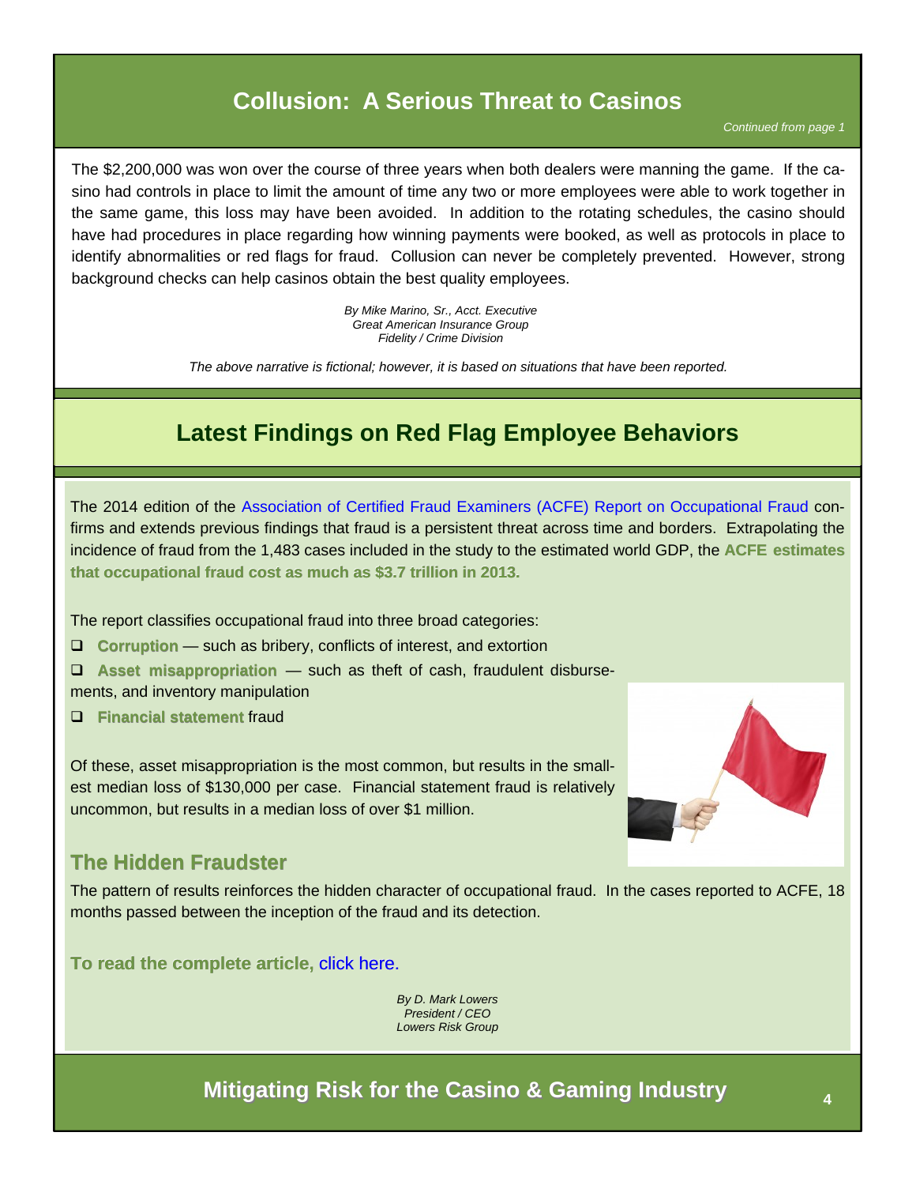## Collusion: A Serious Threat to Casinos

*Continued from page 1*

The $2,200,000 was won over the course of three years when both dealers were manning the game. If the casino had controls in place to limit the amount of time any two or more employees were able to work together in the same game, this loss may have been avoided. In addition to the rotating schedules, the casino should have had procedures in place regarding how winning payments were booked, as well as protocols in place to identify abnormalities or red flags for fraud. Collusion can never be completely prevented. However, strong background checks can help casinos obtain the best quality employees.

*By Mike Marino, Sr., Acct. Executive*
*Great American Insurance Group*
*Fidelity / Crime Division*

*The above narrative is fictional; however, it is based on situations that have been reported.*

## Latest Findings on Red Flag Employee Behaviors

The 2014 edition of the Association of Certified Fraud Examiners (ACFE) Report on Occupational Fraud confirms and extends previous findings that fraud is a persistent threat across time and borders. Extrapolating the incidence of fraud from the 1,483 cases included in the study to the estimated world GDP, the **ACFE estimates that occupational fraud cost as much as $3.7 trillion in 2013.**

The report classifies occupational fraud into three broad categories:

- **Corruption** — such as bribery, conflicts of interest, and extortion
- **Asset misappropriation** — such as theft of cash, fraudulent disbursements, and inventory manipulation
- **Financial statement** fraud

Of these, asset misappropriation is the most common, but results in the smallest median loss of $130,000 per case. Financial statement fraud is relatively uncommon, but results in a median loss of over $1 million.

### The Hidden Fraudster

The pattern of results reinforces the hidden character of occupational fraud. In the cases reported to ACFE, 18 months passed between the inception of the fraud and its detection.

**To read the complete article,** click here.

*By D. Mark Lowers*
*President / CEO*
*Lowers Risk Group*